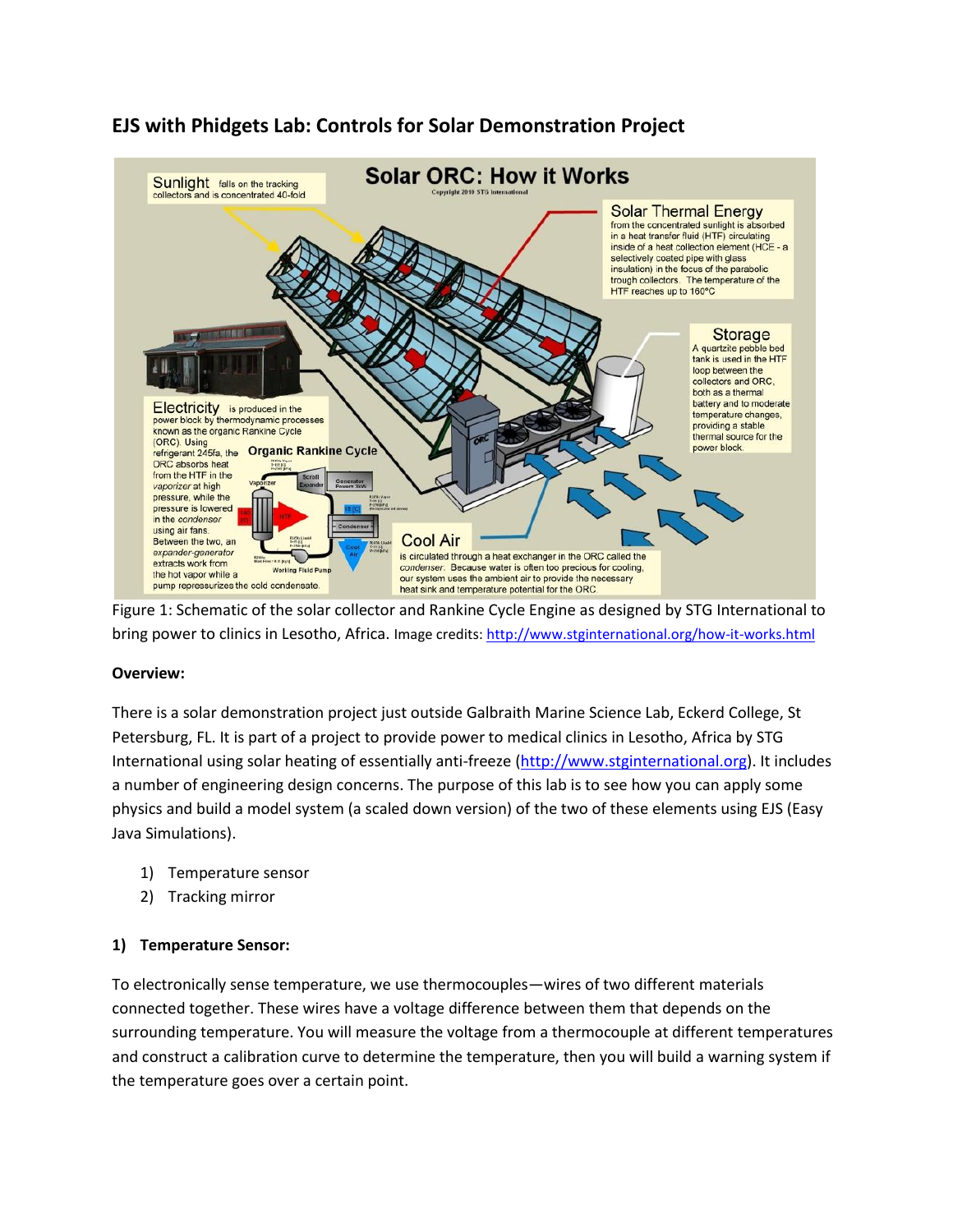# EJS with Phidgets Lab: Controls for Solar Demonstration Project

Figure 1: Schematic of the solar collector and Rankine Cycle Engine as designed by STG International to bring power to clinics in Lesotho, Africa. Image credits: http://www.stginternational.org/how-it-works.html

**Overview:**

There is a solar demonstration project just outside Galbraith Marine Science Lab, Eckerd College, St Petersburg, FL. It is part of a project to provide power to medical clinics in Lesotho, Africa by STG International using solar heating of essentially anti-freeze (http://www.stginternational.org). It includes a number of engineering design concerns. The purpose of this lab is to see how you can apply some physics and build a model system (a scaled down version) of the two of these elements using EJS (Easy Java Simulations).

1) Temperature sensor
2) Tracking mirror

**1) Temperature Sensor:**

To electronically sense temperature, we use thermocouples—wires of two different materials connected together. These wires have a voltage difference between them that depends on the surrounding temperature. You will measure the voltage from a thermocouple at different temperatures and construct a calibration curve to determine the temperature, then you will build a warning system if the temperature goes over a certain point.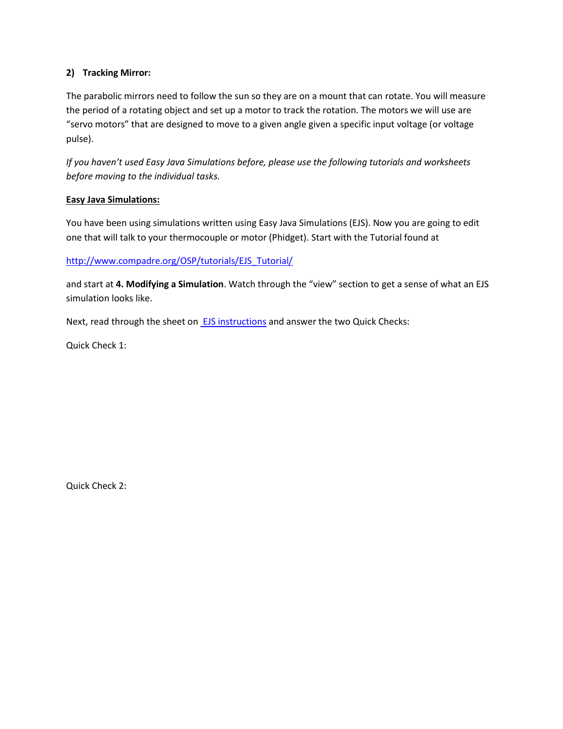**2) Tracking Mirror:**

The parabolic mirrors need to follow the sun so they are on a mount that can rotate. You will measure the period of a rotating object and set up a motor to track the rotation. The motors we will use are "servo motors" that are designed to move to a given angle given a specific input voltage (or voltage pulse).

*If you haven't used Easy Java Simulations before, please use the following tutorials and worksheets before moving to the individual tasks.*

**Easy Java Simulations:**

You have been using simulations written using Easy Java Simulations (EJS). Now you are going to edit one that will talk to your thermocouple or motor (Phidget). Start with the Tutorial found at

http://www.compadre.org/OSP/tutorials/EJS_Tutorial/

and start at **4. Modifying a Simulation**. Watch through the "view" section to get a sense of what an EJS simulation looks like.

Next, read through the sheet on EJS instructions and answer the two Quick Checks:

Quick Check 1:

Quick Check 2: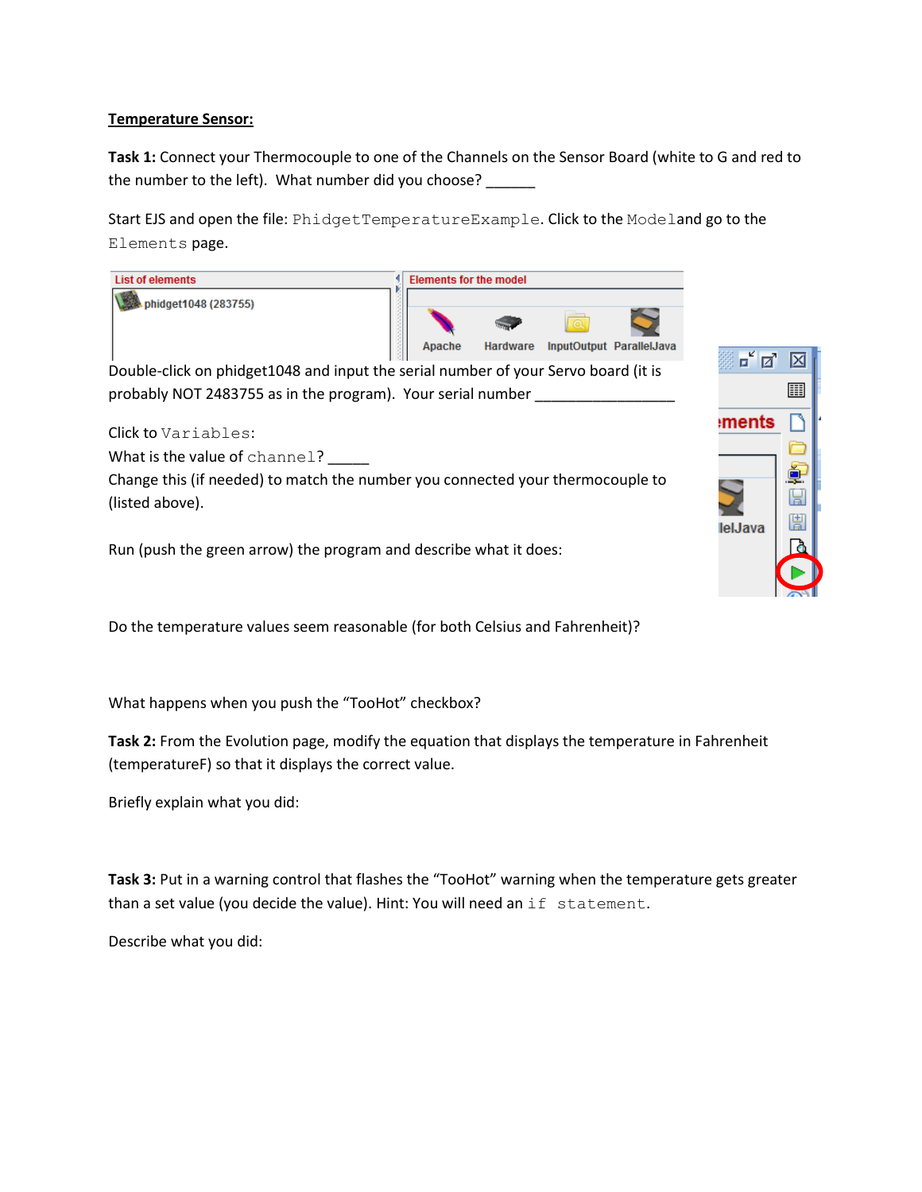**Temperature Sensor:**

**Task 1:** Connect your Thermocouple to one of the Channels on the Sensor Board (white to G and red to the number to the left). What number did you choose? ______

Start EJS and open the file: `PhidgetTemperatureExample`. Click to the `Model`and go to the `Elements` page.

Double-click on phidget1048 and input the serial number of your Servo board (it is probably NOT 2483755 as in the program). Your serial number _________________

Click to `Variables`:

What is the value of `channel`? _____

Change this (if needed) to match the number you connected your thermocouple to (listed above).

Run (push the green arrow) the program and describe what it does:

Do the temperature values seem reasonable (for both Celsius and Fahrenheit)?

What happens when you push the "TooHot" checkbox?

**Task 2:** From the Evolution page, modify the equation that displays the temperature in Fahrenheit (temperatureF) so that it displays the correct value.

Briefly explain what you did:

**Task 3:** Put in a warning control that flashes the "TooHot" warning when the temperature gets greater than a set value (you decide the value). Hint: You will need an `if statement`.

Describe what you did: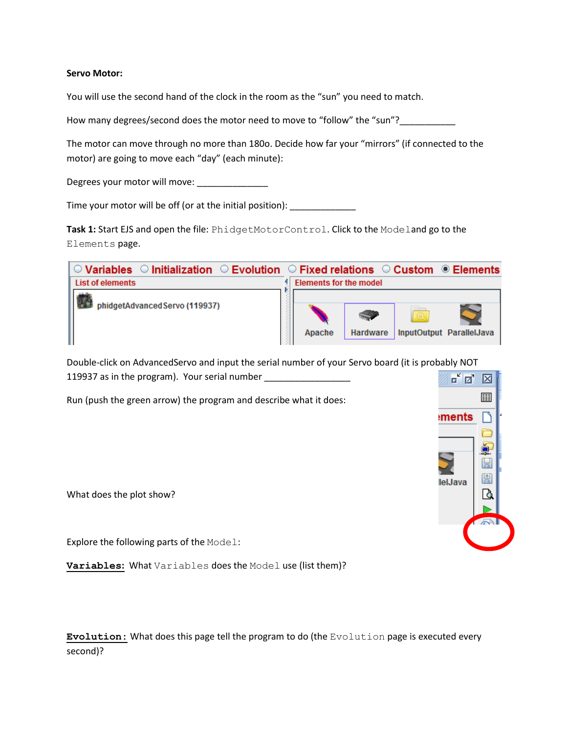**Servo Motor:**

You will use the second hand of the clock in the room as the "sun" you need to match.

How many degrees/second does the motor need to move to "follow" the "sun"?___________

The motor can move through no more than 180o. Decide how far your "mirrors" (if connected to the motor) are going to move each "day" (each minute):

Degrees your motor will move: ______________

Time your motor will be off (or at the initial position): _____________

**Task 1:** Start EJS and open the file: `PhidgetMotorControl`. Click to the `Model`and go to the `Elements` page.

Double-click on AdvancedServo and input the serial number of your Servo board (it is probably NOT 119937 as in the program). Your serial number _________________

Run (push the green arrow) the program and describe what it does:

What does the plot show?

Explore the following parts of the `Model`:

**`Variables`**: What `Variables` does the `Model` use (list them)?

**`Evolution`**: What does this page tell the program to do (the `Evolution` page is executed every second)?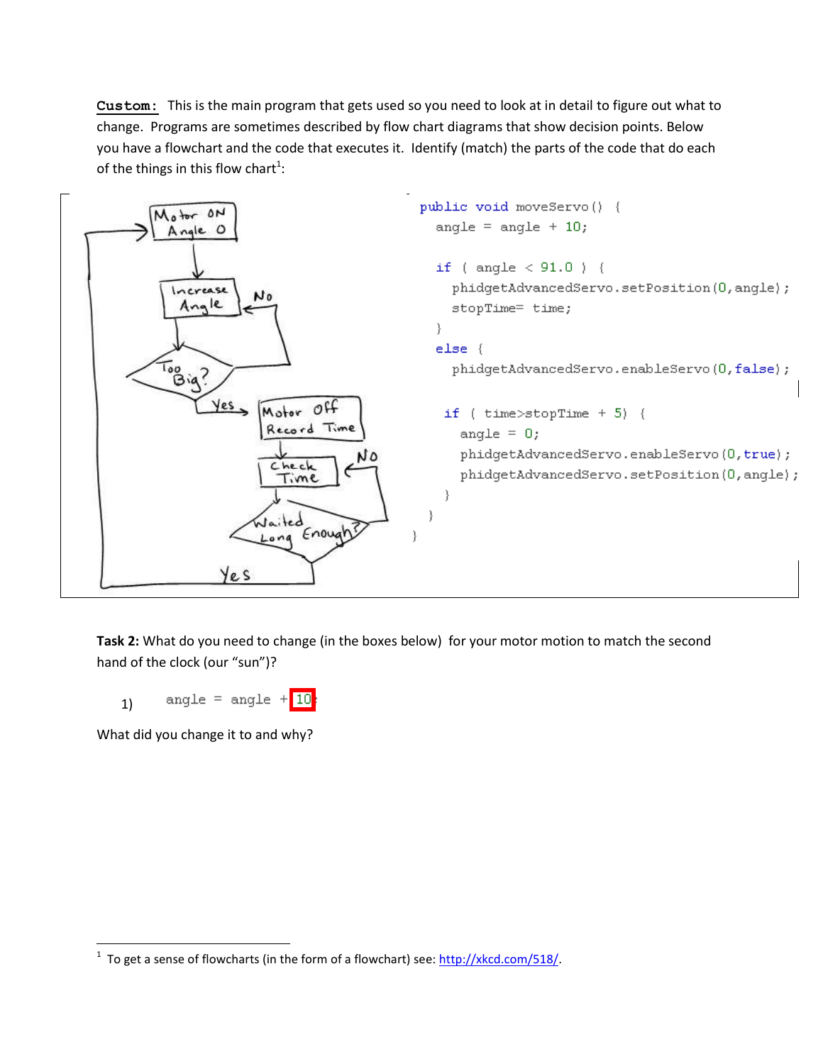**Custom:** This is the main program that gets used so you need to look at in detail to figure out what to change. Programs are sometimes described by flow chart diagrams that show decision points. Below you have a flowchart and the code that executes it. Identify (match) the parts of the code that do each of the things in this flow chart[1]:

Motor ON Angle 0 → Increase Angle → Too Big? (No → Increase Angle; Yes → Motor Off Record Time) → Check Time → Waited Long Enough? (No → Check Time; Yes → Motor ON Angle 0)

```
public void moveServo() {
  angle = angle + 10;

  if ( angle < 91.0 ) {
    phidgetAdvancedServo.setPosition(0,angle);
    stopTime= time;
  }
  else {
    phidgetAdvancedServo.enableServo(0,false);

   if ( time>stopTime + 5) {
     angle = 0;
     phidgetAdvancedServo.enableServo(0,true);
     phidgetAdvancedServo.setPosition(0,angle);
   }
  }
}
```

**Task 2:** What do you need to change (in the boxes below) for your motor motion to match the second hand of the clock (our "sun")?

1) `angle = angle + 10`

What did you change it to and why?

[1] To get a sense of flowcharts (in the form of a flowchart) see: http://xkcd.com/518/.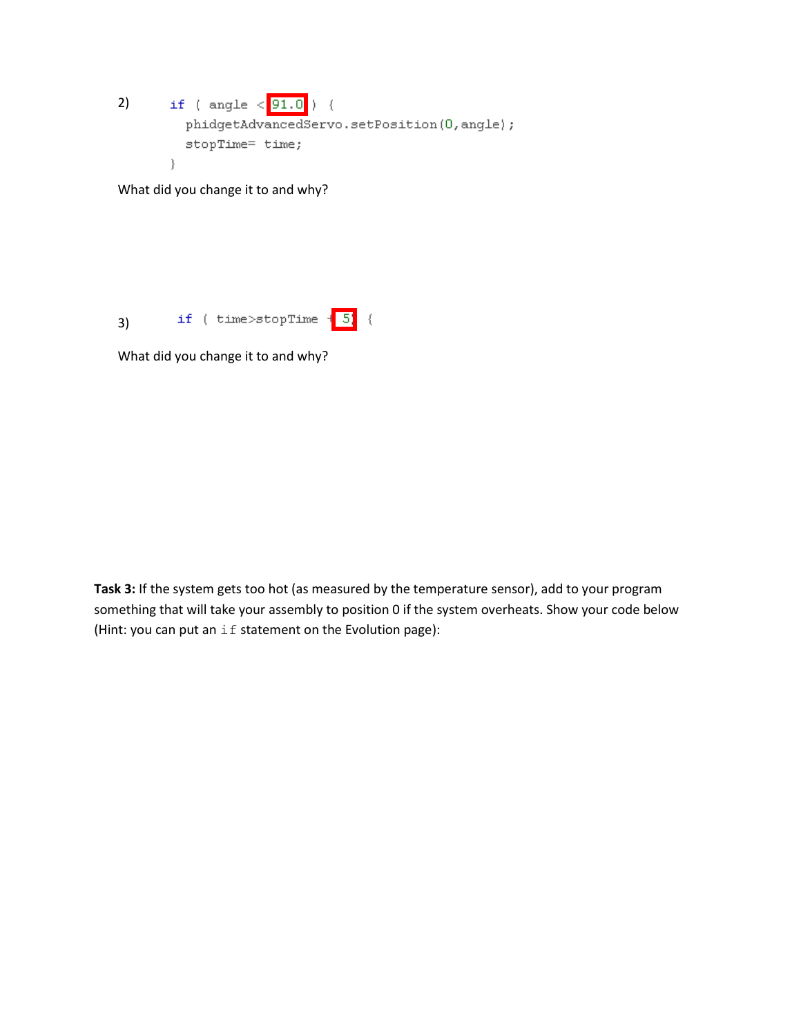2)

```
if ( angle < 91.0 ) {
  phidgetAdvancedServo.setPosition(0,angle);
  stopTime= time;
}
```

What did you change it to and why?

3)

```
if ( time>stopTime + 5) {
```

What did you change it to and why?

**Task 3:** If the system gets too hot (as measured by the temperature sensor), add to your program something that will take your assembly to position 0 if the system overheats. Show your code below (Hint: you can put an `if` statement on the Evolution page):